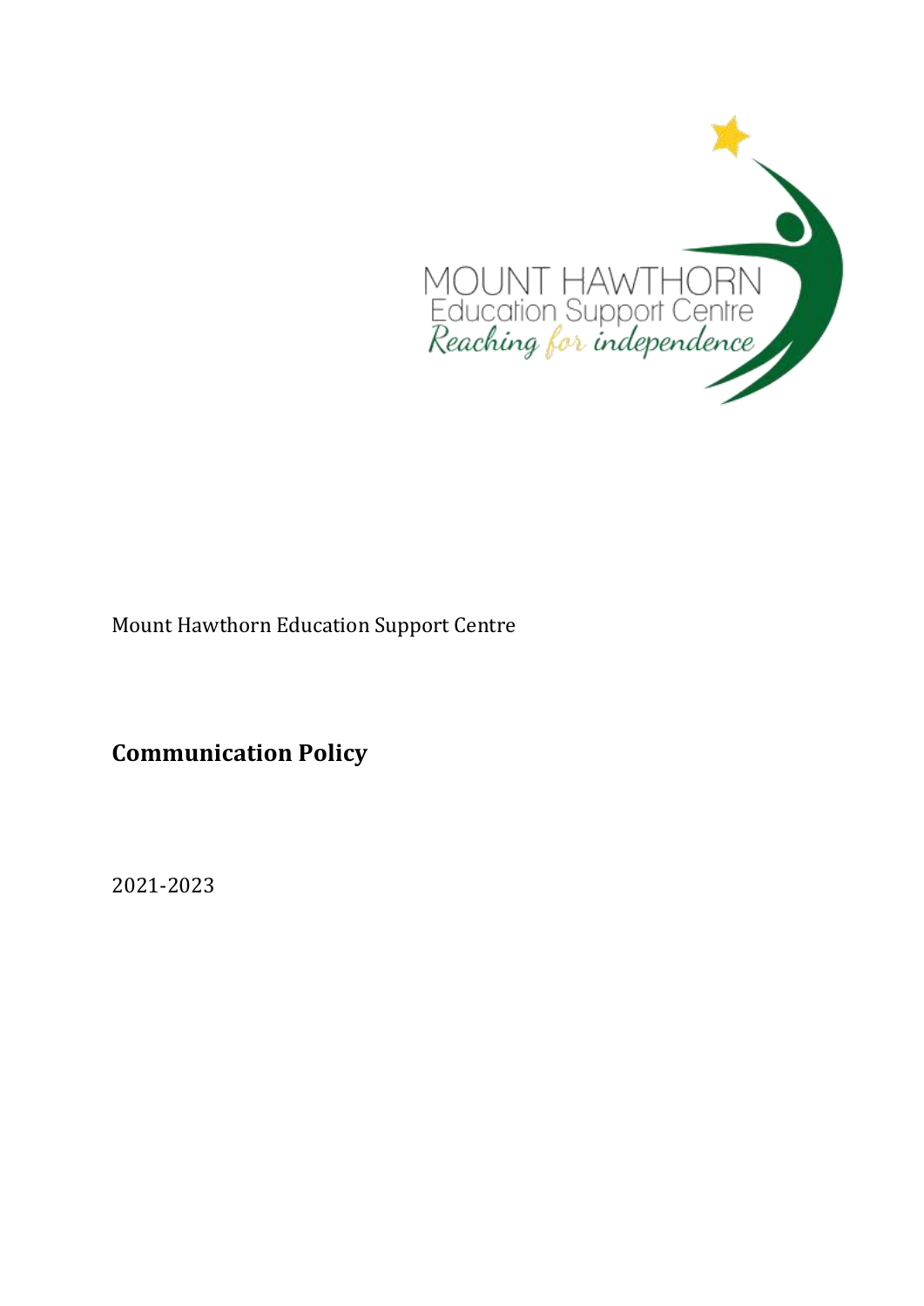Mount Hawthorn Education Support Centre

**Communication Policy**

2021-2023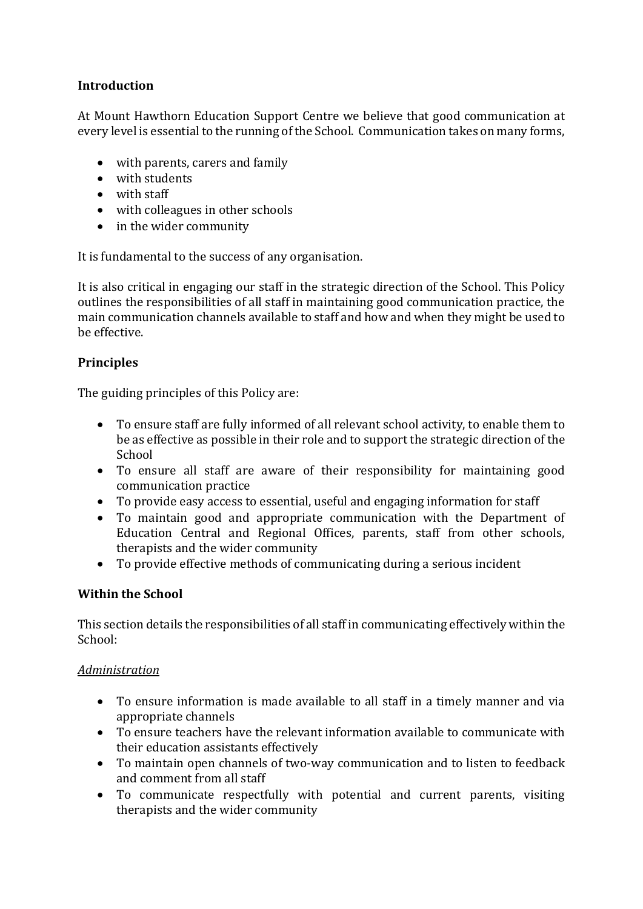**Introduction**

At Mount Hawthorn Education Support Centre we believe that good communication at every level is essential to the running of the School. Communication takes on many forms,

- with parents, carers and family
- with students
- with staff
- with colleagues in other schools
- in the wider community

It is fundamental to the success of any organisation.

It is also critical in engaging our staff in the strategic direction of the School. This Policy outlines the responsibilities of all staff in maintaining good communication practice, the main communication channels available to staff and how and when they might be used to be effective.

**Principles**

The guiding principles of this Policy are:

- To ensure staff are fully informed of all relevant school activity, to enable them to be as effective as possible in their role and to support the strategic direction of the School
- To ensure all staff are aware of their responsibility for maintaining good communication practice
- To provide easy access to essential, useful and engaging information for staff
- To maintain good and appropriate communication with the Department of Education Central and Regional Offices, parents, staff from other schools, therapists and the wider community
- To provide effective methods of communicating during a serious incident

**Within the School**

This section details the responsibilities of all staff in communicating effectively within the School:

*Administration*

- To ensure information is made available to all staff in a timely manner and via appropriate channels
- To ensure teachers have the relevant information available to communicate with their education assistants effectively
- To maintain open channels of two-way communication and to listen to feedback and comment from all staff
- To communicate respectfully with potential and current parents, visiting therapists and the wider community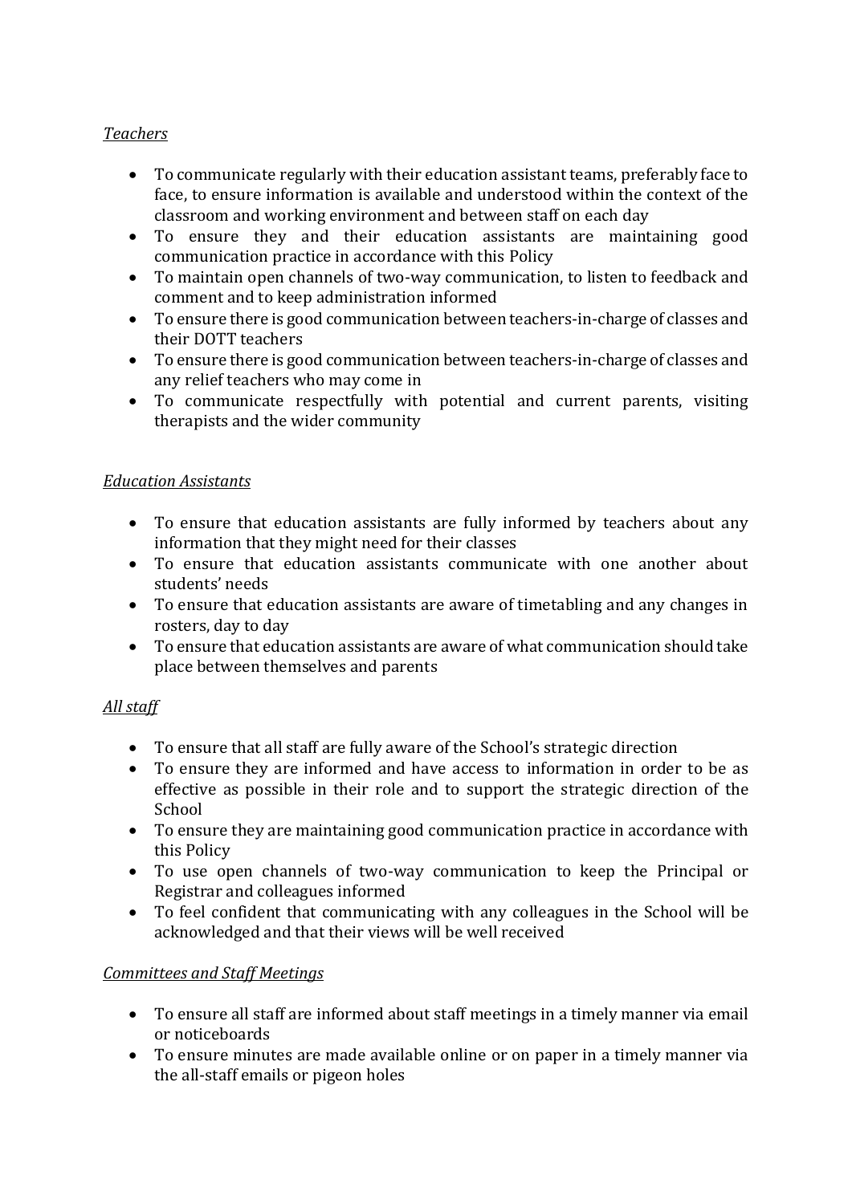*Teachers*

- To communicate regularly with their education assistant teams, preferably face to face, to ensure information is available and understood within the context of the classroom and working environment and between staff on each day
- To ensure they and their education assistants are maintaining good communication practice in accordance with this Policy
- To maintain open channels of two-way communication, to listen to feedback and comment and to keep administration informed
- To ensure there is good communication between teachers-in-charge of classes and their DOTT teachers
- To ensure there is good communication between teachers-in-charge of classes and any relief teachers who may come in
- To communicate respectfully with potential and current parents, visiting therapists and the wider community

*Education Assistants*

- To ensure that education assistants are fully informed by teachers about any information that they might need for their classes
- To ensure that education assistants communicate with one another about students' needs
- To ensure that education assistants are aware of timetabling and any changes in rosters, day to day
- To ensure that education assistants are aware of what communication should take place between themselves and parents

*All staff*

- To ensure that all staff are fully aware of the School's strategic direction
- To ensure they are informed and have access to information in order to be as effective as possible in their role and to support the strategic direction of the School
- To ensure they are maintaining good communication practice in accordance with this Policy
- To use open channels of two-way communication to keep the Principal or Registrar and colleagues informed
- To feel confident that communicating with any colleagues in the School will be acknowledged and that their views will be well received

*Committees and Staff Meetings*

- To ensure all staff are informed about staff meetings in a timely manner via email or noticeboards
- To ensure minutes are made available online or on paper in a timely manner via the all-staff emails or pigeon holes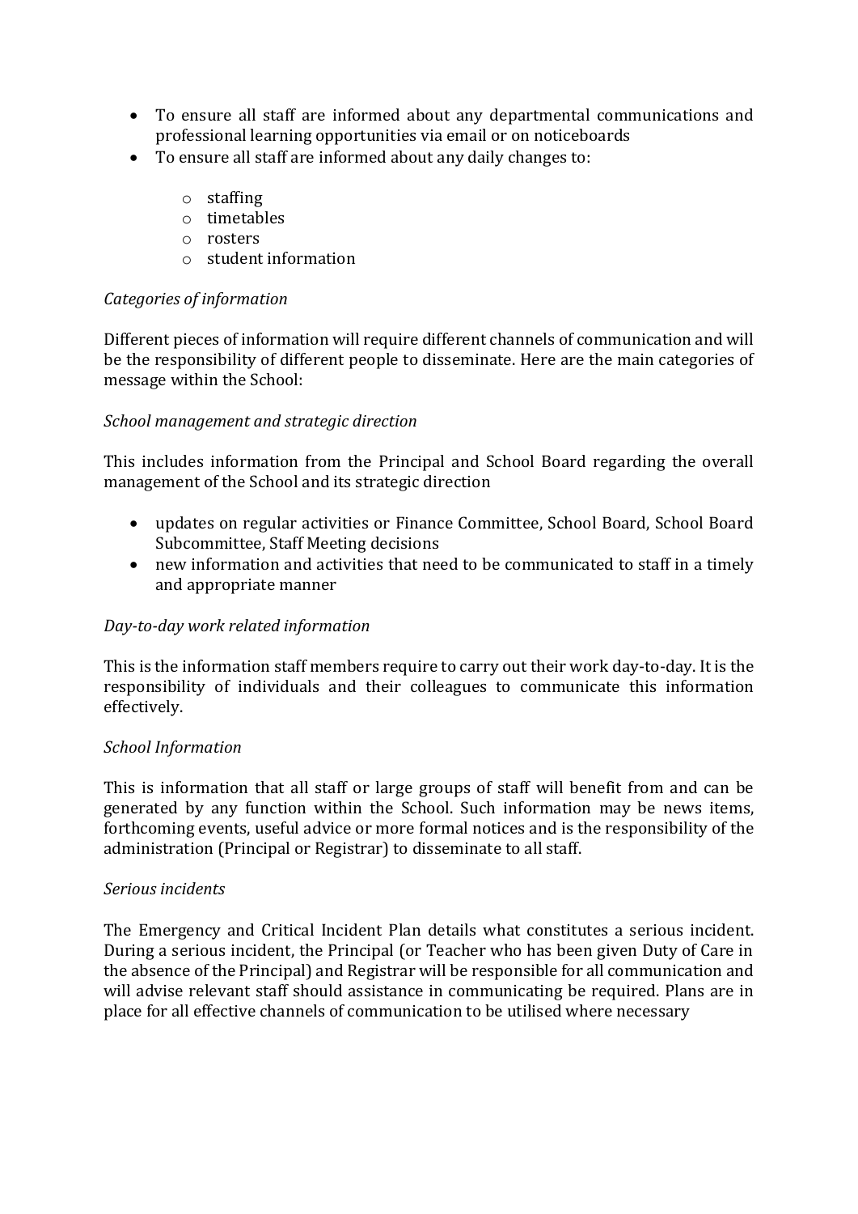- To ensure all staff are informed about any departmental communications and professional learning opportunities via email or on noticeboards
- To ensure all staff are informed about any daily changes to:
    - staffing
    - timetables
    - rosters
    - student information

*Categories of information*

Different pieces of information will require different channels of communication and will be the responsibility of different people to disseminate. Here are the main categories of message within the School:

*School management and strategic direction*

This includes information from the Principal and School Board regarding the overall management of the School and its strategic direction

- updates on regular activities or Finance Committee, School Board, School Board Subcommittee, Staff Meeting decisions
- new information and activities that need to be communicated to staff in a timely and appropriate manner

*Day-to-day work related information*

This is the information staff members require to carry out their work day-to-day. It is the responsibility of individuals and their colleagues to communicate this information effectively.

*School Information*

This is information that all staff or large groups of staff will benefit from and can be generated by any function within the School. Such information may be news items, forthcoming events, useful advice or more formal notices and is the responsibility of the administration (Principal or Registrar) to disseminate to all staff.

*Serious incidents*

The Emergency and Critical Incident Plan details what constitutes a serious incident. During a serious incident, the Principal (or Teacher who has been given Duty of Care in the absence of the Principal) and Registrar will be responsible for all communication and will advise relevant staff should assistance in communicating be required. Plans are in place for all effective channels of communication to be utilised where necessary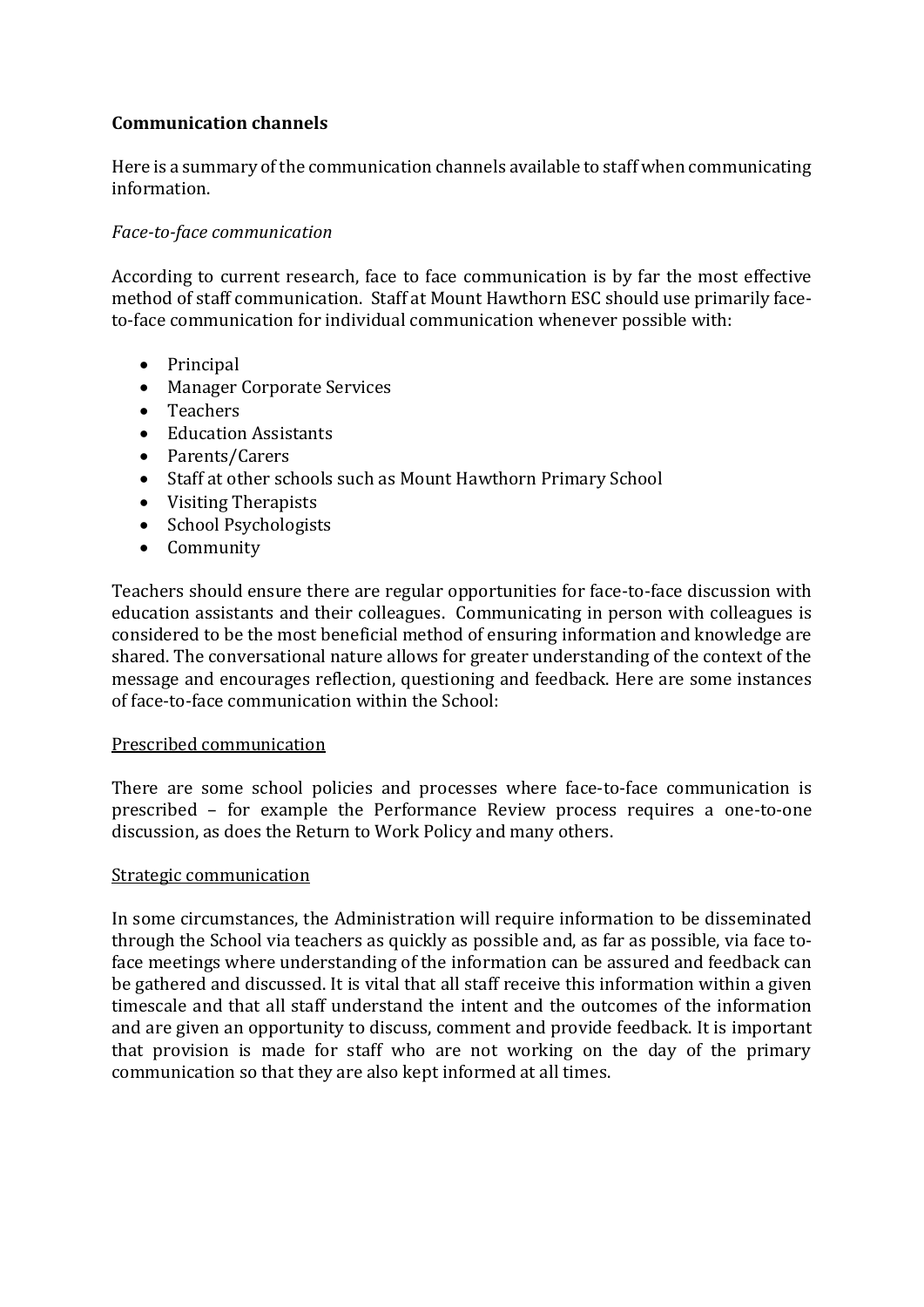**Communication channels**

Here is a summary of the communication channels available to staff when communicating information.

*Face-to-face communication*

According to current research, face to face communication is by far the most effective method of staff communication. Staff at Mount Hawthorn ESC should use primarily face-to-face communication for individual communication whenever possible with:

- Principal
- Manager Corporate Services
- Teachers
- Education Assistants
- Parents/Carers
- Staff at other schools such as Mount Hawthorn Primary School
- Visiting Therapists
- School Psychologists
- Community

Teachers should ensure there are regular opportunities for face-to-face discussion with education assistants and their colleagues. Communicating in person with colleagues is considered to be the most beneficial method of ensuring information and knowledge are shared. The conversational nature allows for greater understanding of the context of the message and encourages reflection, questioning and feedback. Here are some instances of face-to-face communication within the School:

<u>Prescribed communication</u>

There are some school policies and processes where face-to-face communication is prescribed – for example the Performance Review process requires a one-to-one discussion, as does the Return to Work Policy and many others.

<u>Strategic communication</u>

In some circumstances, the Administration will require information to be disseminated through the School via teachers as quickly as possible and, as far as possible, via face to-face meetings where understanding of the information can be assured and feedback can be gathered and discussed. It is vital that all staff receive this information within a given timescale and that all staff understand the intent and the outcomes of the information and are given an opportunity to discuss, comment and provide feedback. It is important that provision is made for staff who are not working on the day of the primary communication so that they are also kept informed at all times.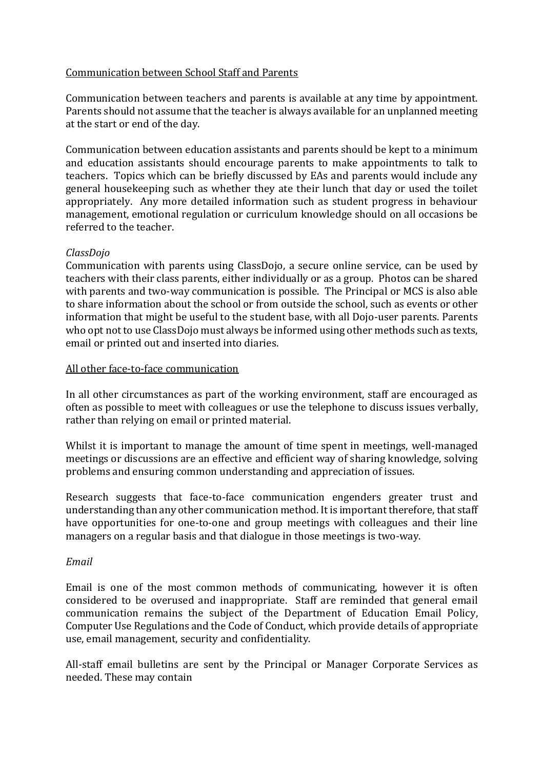<u>Communication between School Staff and Parents</u>

Communication between teachers and parents is available at any time by appointment. Parents should not assume that the teacher is always available for an unplanned meeting at the start or end of the day.

Communication between education assistants and parents should be kept to a minimum and education assistants should encourage parents to make appointments to talk to teachers. Topics which can be briefly discussed by EAs and parents would include any general housekeeping such as whether they ate their lunch that day or used the toilet appropriately. Any more detailed information such as student progress in behaviour management, emotional regulation or curriculum knowledge should on all occasions be referred to the teacher.

*ClassDojo*

Communication with parents using ClassDojo, a secure online service, can be used by teachers with their class parents, either individually or as a group. Photos can be shared with parents and two-way communication is possible. The Principal or MCS is also able to share information about the school or from outside the school, such as events or other information that might be useful to the student base, with all Dojo-user parents. Parents who opt not to use ClassDojo must always be informed using other methods such as texts, email or printed out and inserted into diaries.

<u>All other face-to-face communication</u>

In all other circumstances as part of the working environment, staff are encouraged as often as possible to meet with colleagues or use the telephone to discuss issues verbally, rather than relying on email or printed material.

Whilst it is important to manage the amount of time spent in meetings, well-managed meetings or discussions are an effective and efficient way of sharing knowledge, solving problems and ensuring common understanding and appreciation of issues.

Research suggests that face-to-face communication engenders greater trust and understanding than any other communication method. It is important therefore, that staff have opportunities for one-to-one and group meetings with colleagues and their line managers on a regular basis and that dialogue in those meetings is two-way.

*Email*

Email is one of the most common methods of communicating, however it is often considered to be overused and inappropriate. Staff are reminded that general email communication remains the subject of the Department of Education Email Policy, Computer Use Regulations and the Code of Conduct, which provide details of appropriate use, email management, security and confidentiality.

All-staff email bulletins are sent by the Principal or Manager Corporate Services as needed. These may contain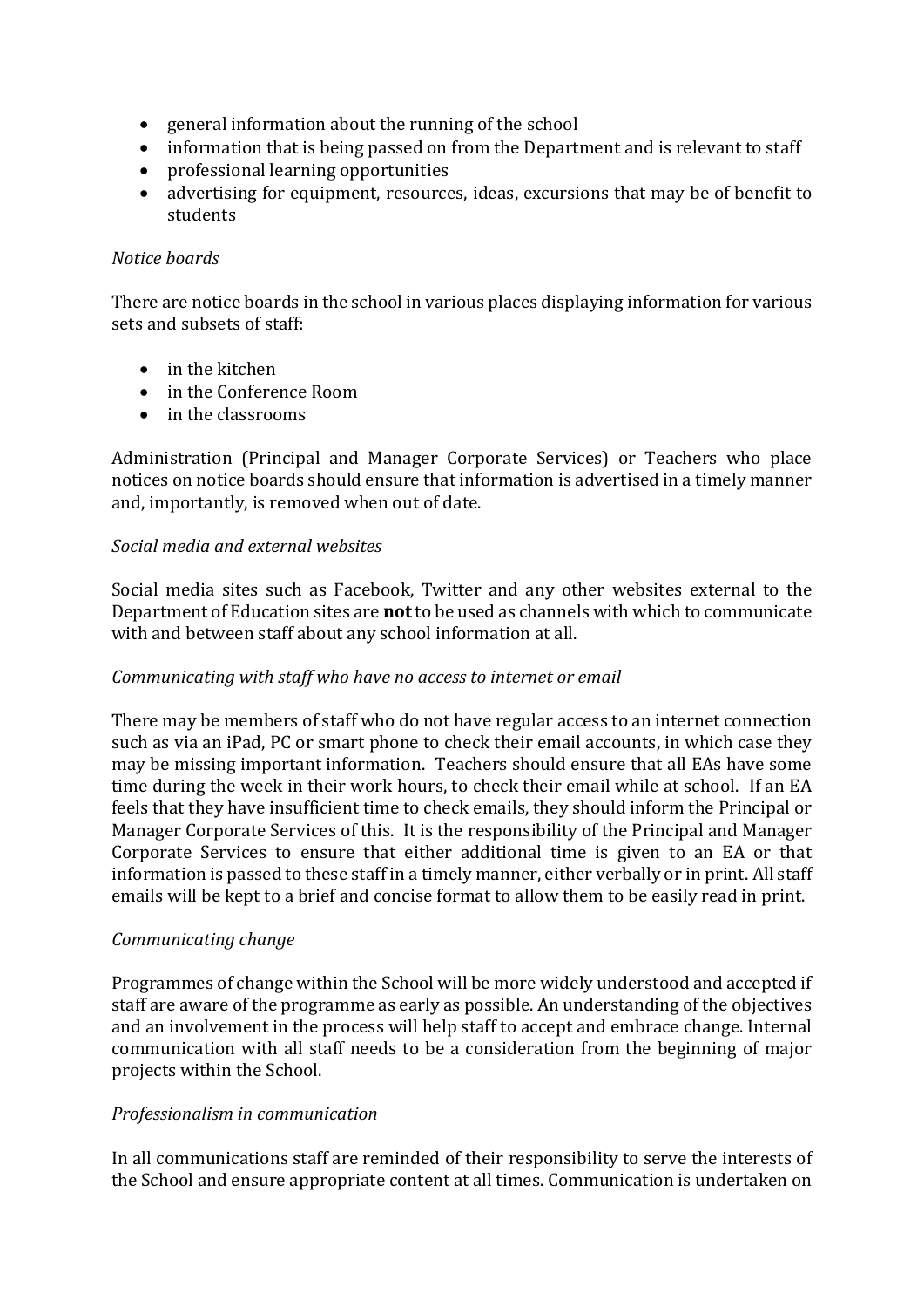- general information about the running of the school
- information that is being passed on from the Department and is relevant to staff
- professional learning opportunities
- advertising for equipment, resources, ideas, excursions that may be of benefit to students

*Notice boards*

There are notice boards in the school in various places displaying information for various sets and subsets of staff:

- in the kitchen
- in the Conference Room
- in the classrooms

Administration (Principal and Manager Corporate Services) or Teachers who place notices on notice boards should ensure that information is advertised in a timely manner and, importantly, is removed when out of date.

*Social media and external websites*

Social media sites such as Facebook, Twitter and any other websites external to the Department of Education sites are **not** to be used as channels with which to communicate with and between staff about any school information at all.

*Communicating with staff who have no access to internet or email*

There may be members of staff who do not have regular access to an internet connection such as via an iPad, PC or smart phone to check their email accounts, in which case they may be missing important information. Teachers should ensure that all EAs have some time during the week in their work hours, to check their email while at school. If an EA feels that they have insufficient time to check emails, they should inform the Principal or Manager Corporate Services of this. It is the responsibility of the Principal and Manager Corporate Services to ensure that either additional time is given to an EA or that information is passed to these staff in a timely manner, either verbally or in print. All staff emails will be kept to a brief and concise format to allow them to be easily read in print.

*Communicating change*

Programmes of change within the School will be more widely understood and accepted if staff are aware of the programme as early as possible. An understanding of the objectives and an involvement in the process will help staff to accept and embrace change. Internal communication with all staff needs to be a consideration from the beginning of major projects within the School.

*Professionalism in communication*

In all communications staff are reminded of their responsibility to serve the interests of the School and ensure appropriate content at all times. Communication is undertaken on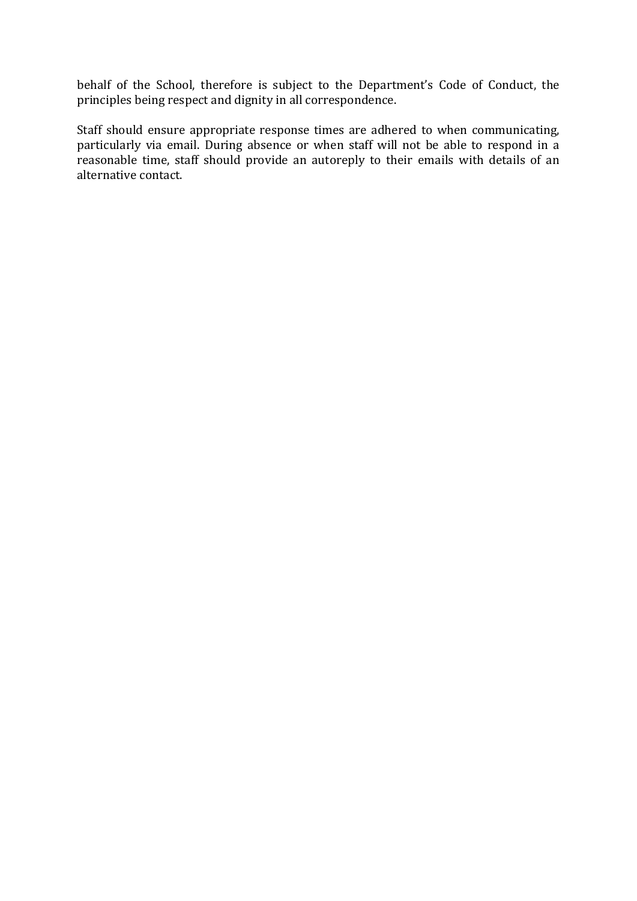behalf of the School, therefore is subject to the Department's Code of Conduct, the principles being respect and dignity in all correspondence.

Staff should ensure appropriate response times are adhered to when communicating, particularly via email. During absence or when staff will not be able to respond in a reasonable time, staff should provide an autoreply to their emails with details of an alternative contact.